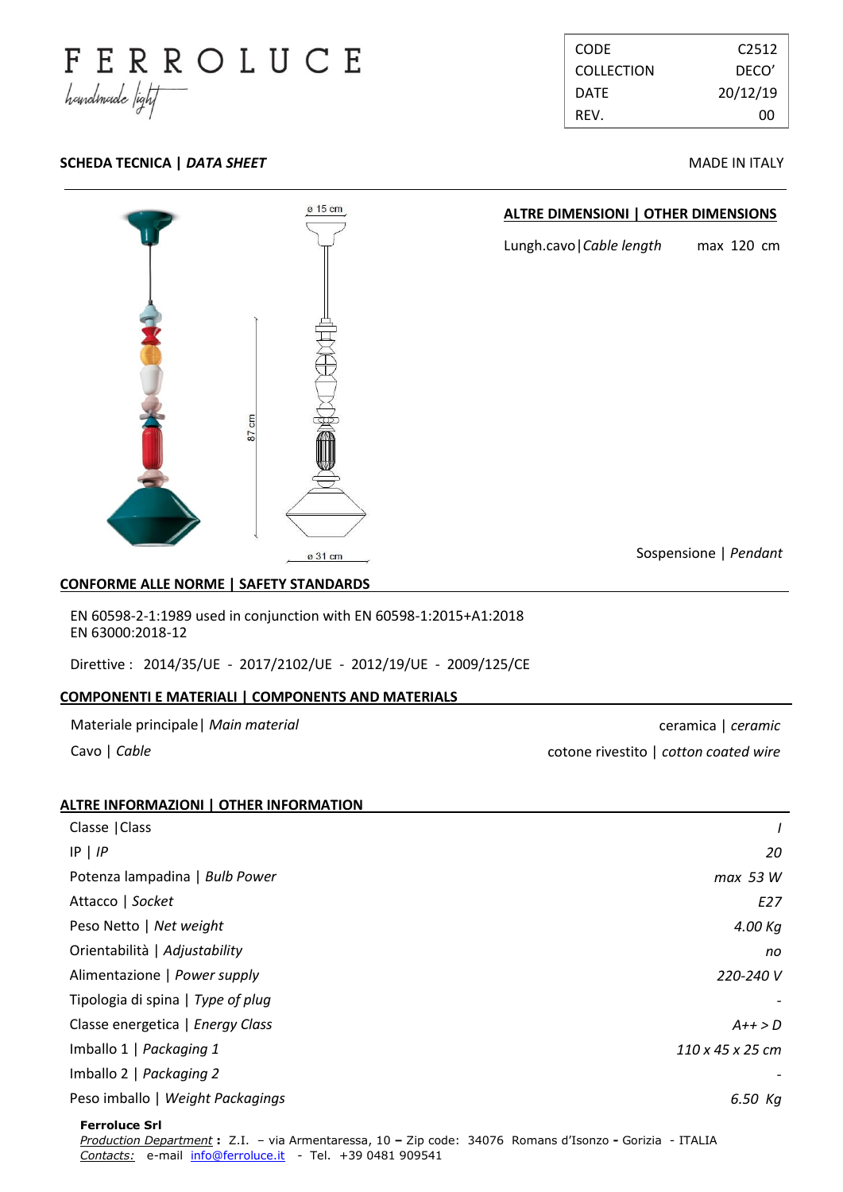# FERROLUCE

*handmade light*

| CODE | C2512 |
|---|---|
| COLLECTION | DECO' |
| DATE | 20/12/19 |
| REV. | 00 |

**SCHEDA TECNICA | *DATA SHEET***

MADE IN ITALY

ø 15 cm

87 cm

ø 31 cm

## ALTRE DIMENSIONI | OTHER DIMENSIONS

Lungh.cavo|*Cable length* max 120 cm

Sospensione | *Pendant*

## CONFORME ALLE NORME | SAFETY STANDARDS

EN 60598-2-1:1989 used in conjunction with EN 60598-1:2015+A1:2018
EN 63000:2018-12

Direttive : 2014/35/UE - 2017/2102/UE - 2012/19/UE - 2009/125/CE

## COMPONENTI E MATERIALI | COMPONENTS AND MATERIALS

| | |
|---|---|
| Materiale principale\| *Main material* | ceramica \| *ceramic* |
| Cavo \| *Cable* | cotone rivestito \| *cotton coated wire* |

## ALTRE INFORMAZIONI | OTHER INFORMATION

| | |
|---|---|
| Classe \|Class | *I* |
| IP \| *IP* | *20* |
| Potenza lampadina \| *Bulb Power* | *max 53 W* |
| Attacco \| *Socket* | *E27* |
| Peso Netto \| *Net weight* | *4.00 Kg* |
| Orientabilità \| *Adjustability* | *no* |
| Alimentazione \| *Power supply* | *220-240 V* |
| Tipologia di spina \| *Type of plug* | - |
| Classe energetica \| *Energy Class* | *A++ > D* |
| Imballo 1 \| *Packaging 1* | *110 x 45 x 25 cm* |
| Imballo 2 \| *Packaging 2* | - |
| Peso imballo \| *Weight Packagings* | *6.50 Kg* |

**Ferroluce Srl**
*Production Department* **:** Z.I. – via Armentaressa, 10 **–** Zip code: 34076 Romans d'Isonzo **-** Gorizia - ITALIA
*Contacts:* e-mail info@ferroluce.it - Tel. +39 0481 909541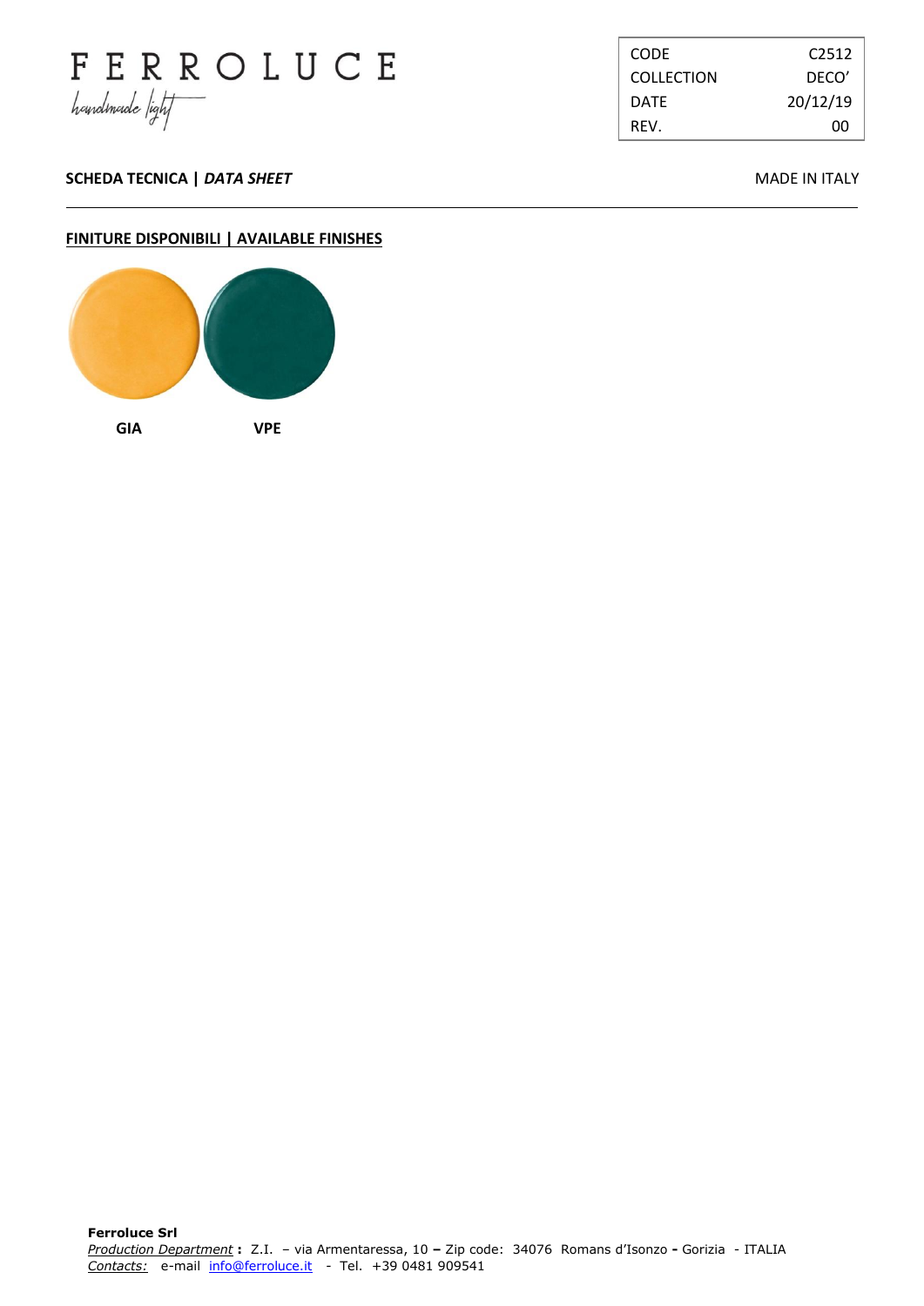FERROLUCE
handmade light

| | |
|---|---|
| CODE | C2512 |
| COLLECTION | DECO' |
| DATE | 20/12/19 |
| REV. | 00 |

**SCHEDA TECNICA | *DATA SHEET***

MADE IN ITALY

**FINITURE DISPONIBILI | AVAILABLE FINISHES**

**GIA** **VPE**

**Ferroluce Srl**
*Production Department* **:** Z.I. – via Armentaressa, 10 **–** Zip code: 34076 Romans d'Isonzo **-** Gorizia - ITALIA
*Contacts:* e-mail info@ferroluce.it - Tel. +39 0481 909541